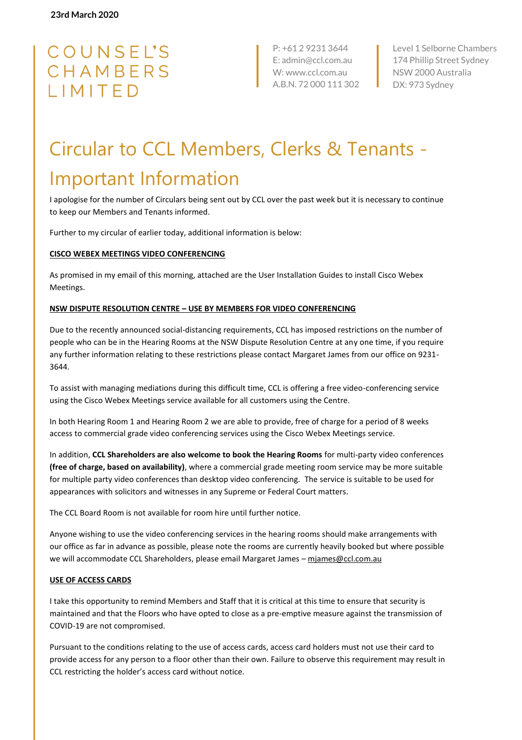**23rd March 2020**

COUNSEL'S
CHAMBERS
LIMITED

P: +61 2 9231 3644
E: admin@ccl.com.au
W: www.ccl.com.au
A.B.N. 72 000 111 302

Level 1 Selborne Chambers
174 Phillip Street Sydney
NSW 2000 Australia
DX: 973 Sydney

# Circular to CCL Members, Clerks & Tenants - Important Information

I apologise for the number of Circulars being sent out by CCL over the past week but it is necessary to continue to keep our Members and Tenants informed.

Further to my circular of earlier today, additional information is below:

**CISCO WEBEX MEETINGS VIDEO CONFERENCING**

As promised in my email of this morning, attached are the User Installation Guides to install Cisco Webex Meetings.

**NSW DISPUTE RESOLUTION CENTRE – USE BY MEMBERS FOR VIDEO CONFERENCING**

Due to the recently announced social-distancing requirements, CCL has imposed restrictions on the number of people who can be in the Hearing Rooms at the NSW Dispute Resolution Centre at any one time, if you require any further information relating to these restrictions please contact Margaret James from our office on 9231-3644.

To assist with managing mediations during this difficult time, CCL is offering a free video-conferencing service using the Cisco Webex Meetings service available for all customers using the Centre.

In both Hearing Room 1 and Hearing Room 2 we are able to provide, free of charge for a period of 8 weeks access to commercial grade video conferencing services using the Cisco Webex Meetings service.

In addition, **CCL Shareholders are also welcome to book the Hearing Rooms** for multi-party video conferences **(free of charge, based on availability)**, where a commercial grade meeting room service may be more suitable for multiple party video conferences than desktop video conferencing. The service is suitable to be used for appearances with solicitors and witnesses in any Supreme or Federal Court matters.

The CCL Board Room is not available for room hire until further notice.

Anyone wishing to use the video conferencing services in the hearing rooms should make arrangements with our office as far in advance as possible, please note the rooms are currently heavily booked but where possible we will accommodate CCL Shareholders, please email Margaret James – mjames@ccl.com.au

**USE OF ACCESS CARDS**

I take this opportunity to remind Members and Staff that it is critical at this time to ensure that security is maintained and that the Floors who have opted to close as a pre-emptive measure against the transmission of COVID-19 are not compromised.

Pursuant to the conditions relating to the use of access cards, access card holders must not use their card to provide access for any person to a floor other than their own. Failure to observe this requirement may result in CCL restricting the holder's access card without notice.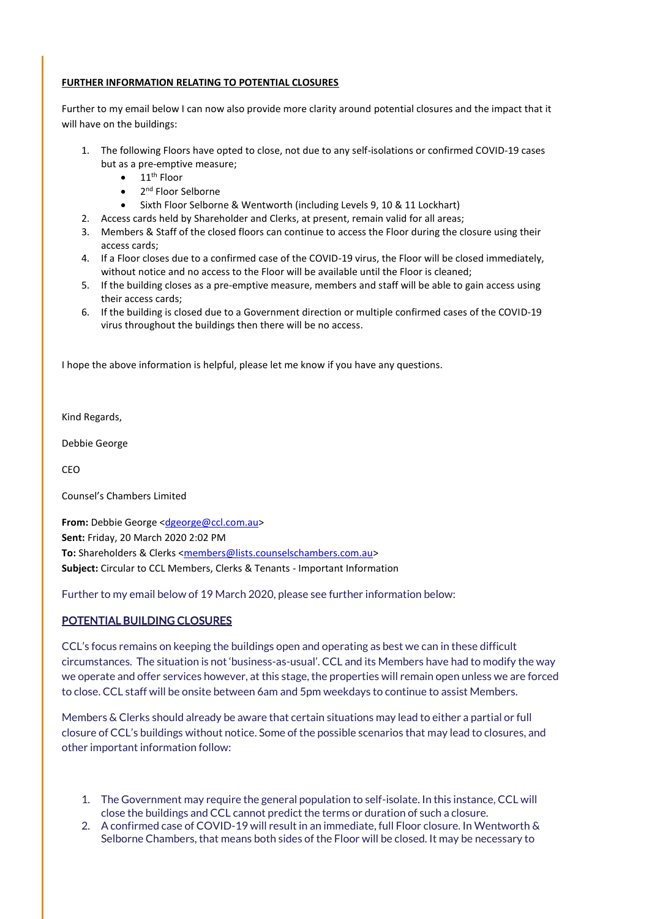**FURTHER INFORMATION RELATING TO POTENTIAL CLOSURES**

Further to my email below I can now also provide more clarity around potential closures and the impact that it will have on the buildings:

1. The following Floors have opted to close, not due to any self-isolations or confirmed COVID-19 cases but as a pre-emptive measure;
   - 11th Floor
   - 2nd Floor Selborne
   - Sixth Floor Selborne & Wentworth (including Levels 9, 10 & 11 Lockhart)
2. Access cards held by Shareholder and Clerks, at present, remain valid for all areas;
3. Members & Staff of the closed floors can continue to access the Floor during the closure using their access cards;
4. If a Floor closes due to a confirmed case of the COVID-19 virus, the Floor will be closed immediately, without notice and no access to the Floor will be available until the Floor is cleaned;
5. If the building closes as a pre-emptive measure, members and staff will be able to gain access using their access cards;
6. If the building is closed due to a Government direction or multiple confirmed cases of the COVID-19 virus throughout the buildings then there will be no access.

I hope the above information is helpful, please let me know if you have any questions.

Kind Regards,

Debbie George

CEO

Counsel's Chambers Limited

**From:** Debbie George <dgeorge@ccl.com.au>
**Sent:** Friday, 20 March 2020 2:02 PM
**To:** Shareholders & Clerks <members@lists.counselschambers.com.au>
**Subject:** Circular to CCL Members, Clerks & Tenants - Important Information

Further to my email below of 19 March 2020, please see further information below:

**POTENTIAL BUILDING CLOSURES**

CCL's focus remains on keeping the buildings open and operating as best we can in these difficult circumstances. The situation is not 'business-as-usual'. CCL and its Members have had to modify the way we operate and offer services however, at this stage, the properties will remain open unless we are forced to close. CCL staff will be onsite between 6am and 5pm weekdays to continue to assist Members.

Members & Clerks should already be aware that certain situations may lead to either a partial or full closure of CCL's buildings without notice. Some of the possible scenarios that may lead to closures, and other important information follow:

1. The Government may require the general population to self-isolate. In this instance, CCL will close the buildings and CCL cannot predict the terms or duration of such a closure.
2. A confirmed case of COVID-19 will result in an immediate, full Floor closure. In Wentworth & Selborne Chambers, that means both sides of the Floor will be closed. It may be necessary to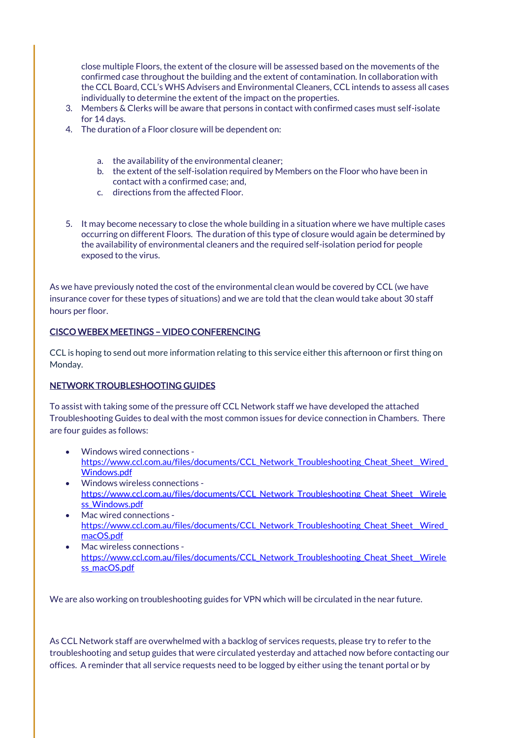close multiple Floors, the extent of the closure will be assessed based on the movements of the confirmed case throughout the building and the extent of contamination. In collaboration with the CCL Board, CCL's WHS Advisers and Environmental Cleaners, CCL intends to assess all cases individually to determine the extent of the impact on the properties.

3. Members & Clerks will be aware that persons in contact with confirmed cases must self-isolate for 14 days.
4. The duration of a Floor closure will be dependent on:

    a. the availability of the environmental cleaner;
    b. the extent of the self-isolation required by Members on the Floor who have been in contact with a confirmed case; and,
    c. directions from the affected Floor.

5. It may become necessary to close the whole building in a situation where we have multiple cases occurring on different Floors. The duration of this type of closure would again be determined by the availability of environmental cleaners and the required self-isolation period for people exposed to the virus.

As we have previously noted the cost of the environmental clean would be covered by CCL (we have insurance cover for these types of situations) and we are told that the clean would take about 30 staff hours per floor.

**CISCO WEBEX MEETINGS – VIDEO CONFERENCING**

CCL is hoping to send out more information relating to this service either this afternoon or first thing on Monday.

**NETWORK TROUBLESHOOTING GUIDES**

To assist with taking some of the pressure off CCL Network staff we have developed the attached Troubleshooting Guides to deal with the most common issues for device connection in Chambers. There are four guides as follows:

- Windows wired connections - https://www.ccl.com.au/files/documents/CCL_Network_Troubleshooting_Cheat_Sheet__Wired_Windows.pdf
- Windows wireless connections - https://www.ccl.com.au/files/documents/CCL_Network_Troubleshooting_Cheat_Sheet__Wireless_Windows.pdf
- Mac wired connections - https://www.ccl.com.au/files/documents/CCL_Network_Troubleshooting_Cheat_Sheet__Wired_macOS.pdf
- Mac wireless connections - https://www.ccl.com.au/files/documents/CCL_Network_Troubleshooting_Cheat_Sheet__Wireless_macOS.pdf

We are also working on troubleshooting guides for VPN which will be circulated in the near future.

As CCL Network staff are overwhelmed with a backlog of services requests, please try to refer to the troubleshooting and setup guides that were circulated yesterday and attached now before contacting our offices. A reminder that all service requests need to be logged by either using the tenant portal or by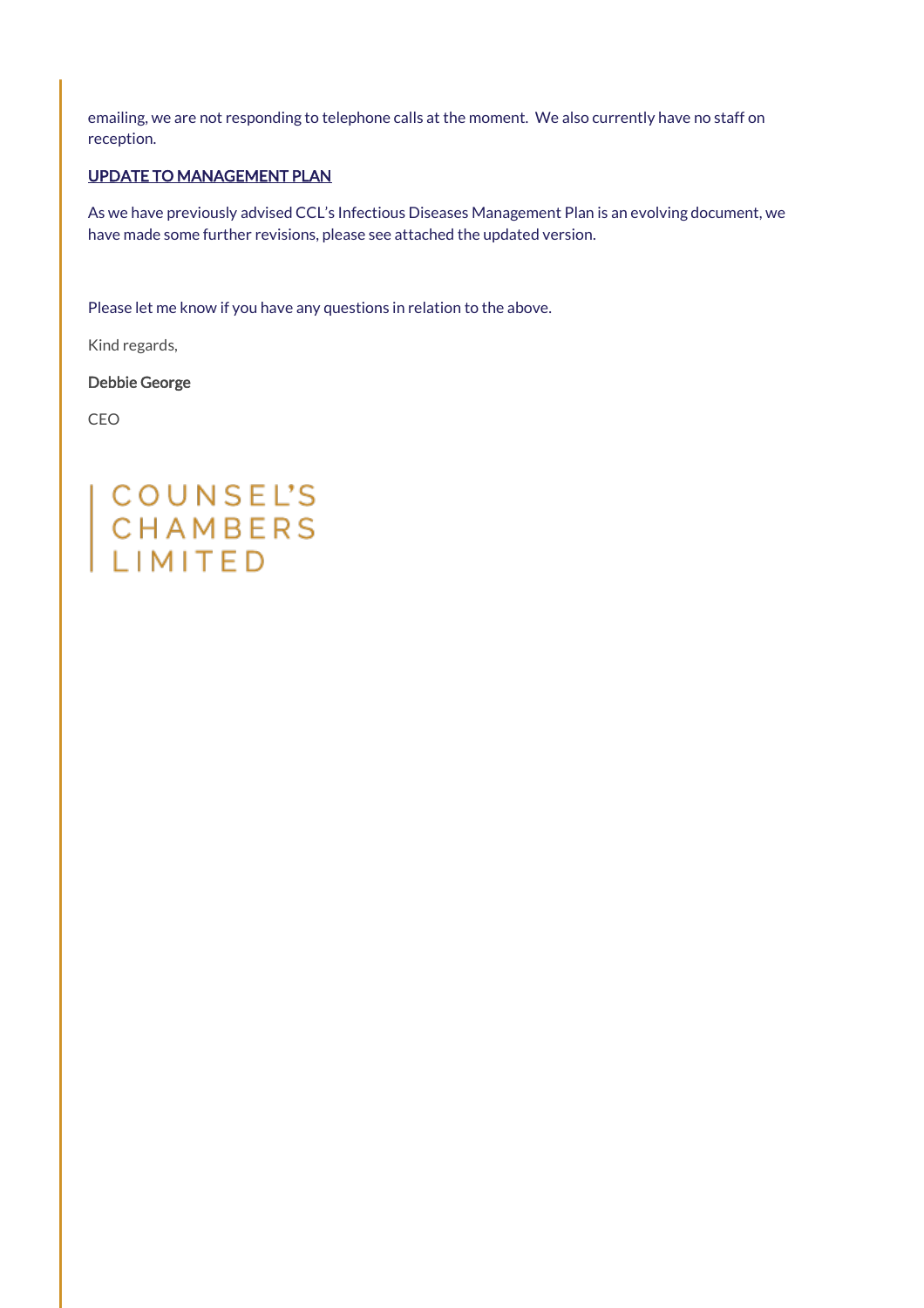emailing, we are not responding to telephone calls at the moment. We also currently have no staff on reception.

**UPDATE TO MANAGEMENT PLAN**

As we have previously advised CCL's Infectious Diseases Management Plan is an evolving document, we have made some further revisions, please see attached the updated version.

Please let me know if you have any questions in relation to the above.

Kind regards,

Debbie George

CEO

COUNSEL'S
CHAMBERS
LIMITED